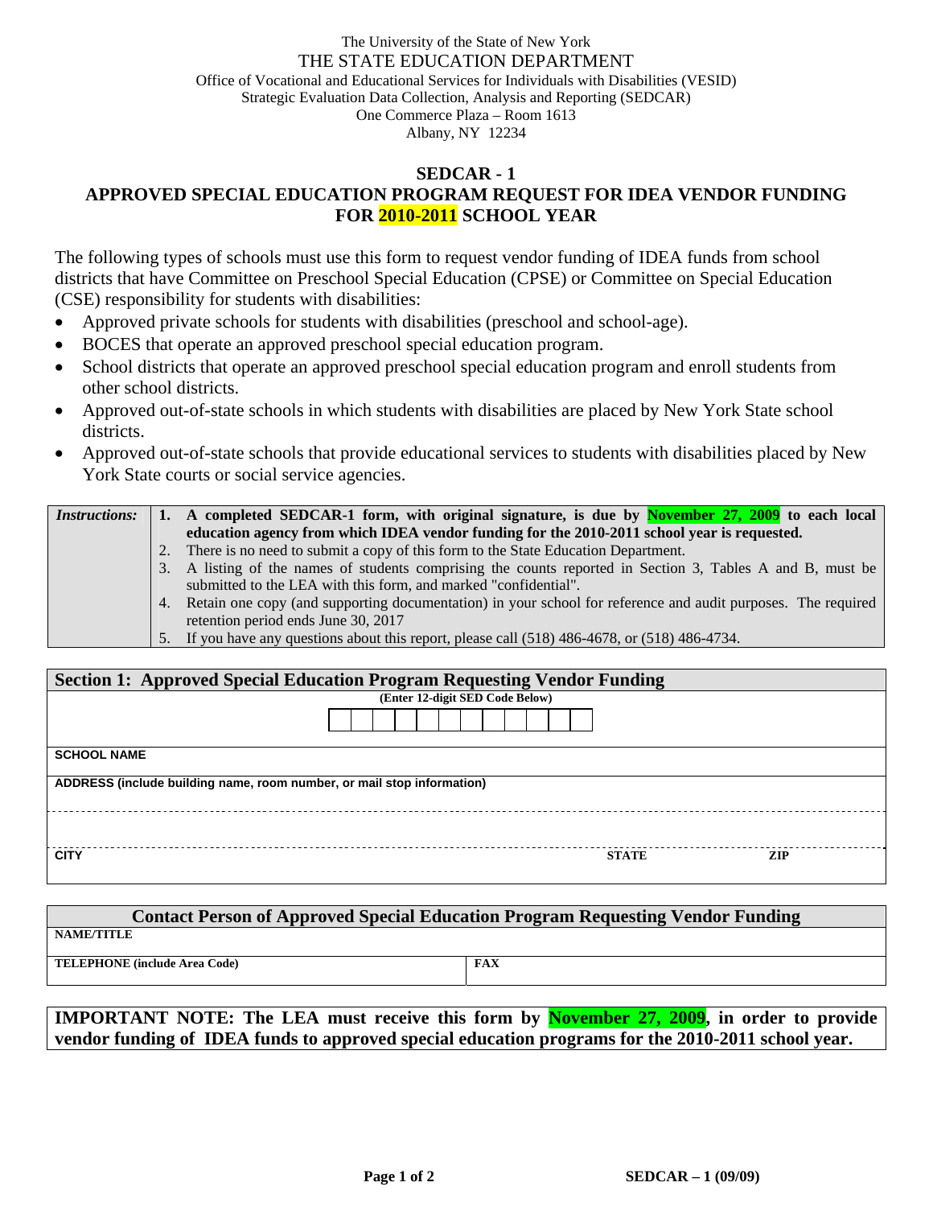The University of the State of New York
THE STATE EDUCATION DEPARTMENT
Office of Vocational and Educational Services for Individuals with Disabilities (VESID)
Strategic Evaluation Data Collection, Analysis and Reporting (SEDCAR)
One Commerce Plaza – Room 1613
Albany, NY 12234

# SEDCAR - 1
## APPROVED SPECIAL EDUCATION PROGRAM REQUEST FOR IDEA VENDOR FUNDING FOR 2010-2011 SCHOOL YEAR

The following types of schools must use this form to request vendor funding of IDEA funds from school districts that have Committee on Preschool Special Education (CPSE) or Committee on Special Education (CSE) responsibility for students with disabilities:

- Approved private schools for students with disabilities (preschool and school-age).
- BOCES that operate an approved preschool special education program.
- School districts that operate an approved preschool special education program and enroll students from other school districts.
- Approved out-of-state schools in which students with disabilities are placed by New York State school districts.
- Approved out-of-state schools that provide educational services to students with disabilities placed by New York State courts or social service agencies.

*Instructions:*

1. **A completed SEDCAR-1 form, with original signature, is due by November 27, 2009 to each local education agency from which IDEA vendor funding for the 2010-2011 school year is requested.**
2. There is no need to submit a copy of this form to the State Education Department.
3. A listing of the names of students comprising the counts reported in Section 3, Tables A and B, must be submitted to the LEA with this form, and marked "confidential".
4. Retain one copy (and supporting documentation) in your school for reference and audit purposes. The required retention period ends June 30, 2017
5. If you have any questions about this report, please call (518) 486-4678, or (518) 486-4734.

| Section 1: Approved Special Education Program Requesting Vendor Funding | | |
|---|---|---|
| (Enter 12-digit SED Code Below) | | |
| SCHOOL NAME | | |
| ADDRESS (include building name, room number, or mail stop information) | | |
| | | |
| CITY | STATE | ZIP |

| Contact Person of Approved Special Education Program Requesting Vendor Funding | |
|---|---|
| NAME/TITLE | |
| TELEPHONE (include Area Code) | FAX |

**IMPORTANT NOTE: The LEA must receive this form by November 27, 2009, in order to provide vendor funding of IDEA funds to approved special education programs for the 2010-2011 school year.**

SEDCAR – 1 (09/09)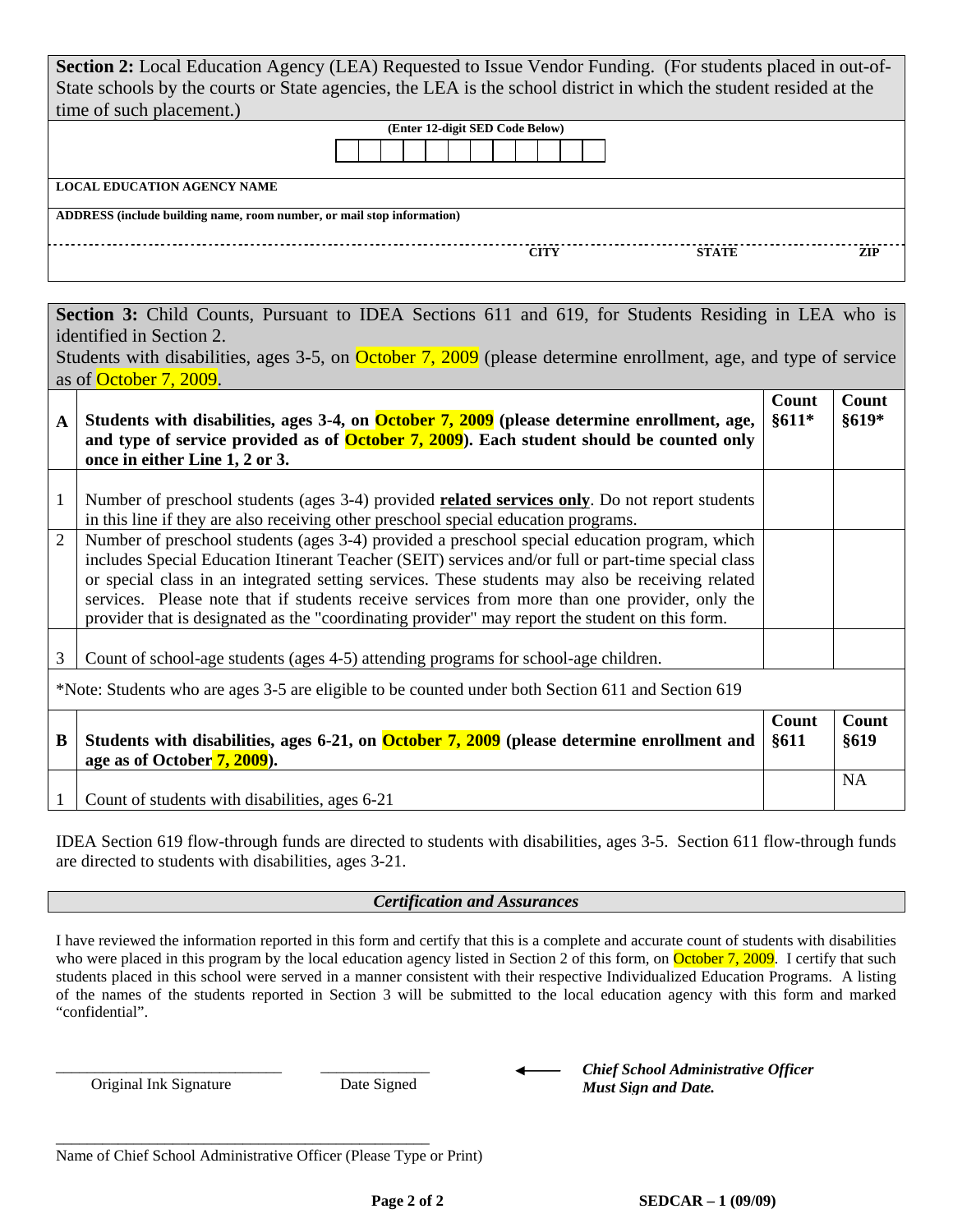**Section 2:** Local Education Agency (LEA) Requested to Issue Vendor Funding. (For students placed in out-of-State schools by the courts or State agencies, the LEA is the school district in which the student resided at the time of such placement.)

**(Enter 12-digit SED Code Below)**

| | | | | | | | | | | | |
|---|---|---|---|---|---|---|---|---|---|---|---|
| | | | | | | | | | | | |

**LOCAL EDUCATION AGENCY NAME**

**ADDRESS (include building name, room number, or mail stop information)**

**CITY** **STATE** **ZIP**

**Section 3:** Child Counts, Pursuant to IDEA Sections 611 and 619, for Students Residing in LEA who is identified in Section 2.
Students with disabilities, ages 3-5, on October 7, 2009 (please determine enrollment, age, and type of service as of October 7, 2009.

| | | | |
|---|---|---|---|
| **A** | **Students with disabilities, ages 3-4, on October 7, 2009 (please determine enrollment, age, and type of service provided as of October 7, 2009). Each student should be counted only once in either Line 1, 2 or 3.** | **Count §611*** | **Count §619*** |
| 1 | Number of preschool students (ages 3-4) provided **related services only**. Do not report students in this line if they are also receiving other preschool special education programs. | | |
| 2 | Number of preschool students (ages 3-4) provided a preschool special education program, which includes Special Education Itinerant Teacher (SEIT) services and/or full or part-time special class or special class in an integrated setting services. These students may also be receiving related services. Please note that if students receive services from more than one provider, only the provider that is designated as the "coordinating provider" may report the student on this form. | | |
| 3 | Count of school-age students (ages 4-5) attending programs for school-age children. | | |
| *Note: Students who are ages 3-5 are eligible to be counted under both Section 611 and Section 619 | | | |
| **B** | **Students with disabilities, ages 6-21, on October 7, 2009 (please determine enrollment and age as of October 7, 2009).** | **Count §611** | **Count §619** |
| 1 | Count of students with disabilities, ages 6-21 | | NA |

IDEA Section 619 flow-through funds are directed to students with disabilities, ages 3-5. Section 611 flow-through funds are directed to students with disabilities, ages 3-21.

***Certification and Assurances***

I have reviewed the information reported in this form and certify that this is a complete and accurate count of students with disabilities who were placed in this program by the local education agency listed in Section 2 of this form, on October 7, 2009. I certify that such students placed in this school were served in a manner consistent with their respective Individualized Education Programs. A listing of the names of the students reported in Section 3 will be submitted to the local education agency with this form and marked "confidential".

\_\_\_\_\_\_\_\_\_\_\_\_\_\_\_\_\_\_\_\_\_\_\_\_\_\_\_\_ Original Ink Signature

\_\_\_\_\_\_\_\_\_\_\_\_\_\_ Date Signed

← ***Chief School Administrative Officer Must Sign and Date.***

\_\_\_\_\_\_\_\_\_\_\_\_\_\_\_\_\_\_\_\_\_\_\_\_\_\_\_\_\_\_\_\_\_\_\_\_\_\_\_\_\_\_\_\_
Name of Chief School Administrative Officer (Please Type or Print)

**SEDCAR – 1 (09/09)**